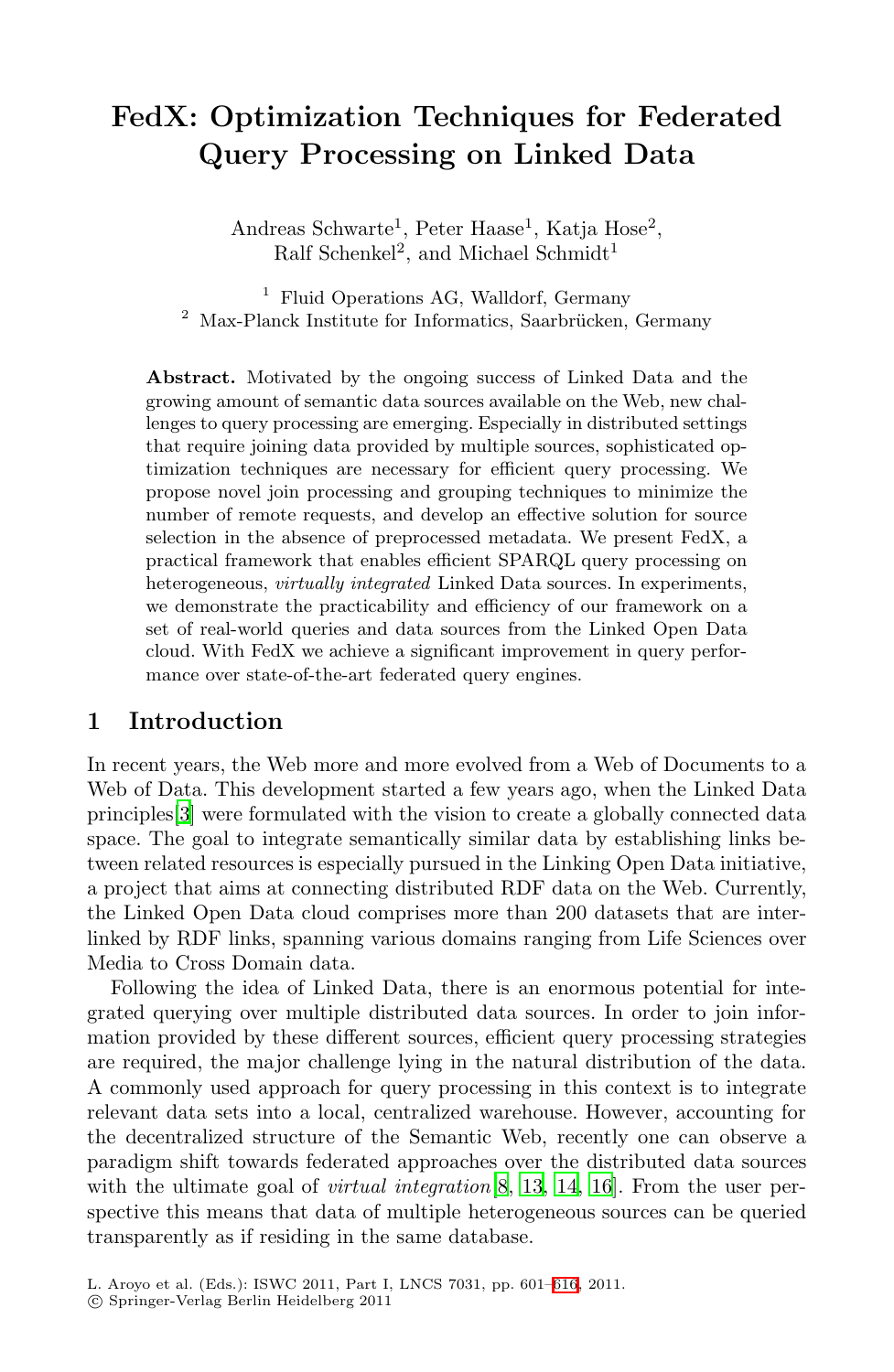# FedX: Optimization Techniques for Federated Query Processing on Linked Data

Andreas Schwarte[1], Peter Haase[1], Katja Hose[2], Ralf Schenkel[2], and Michael Schmidt[1]

[1] Fluid Operations AG, Walldorf, Germany
[2] Max-Planck Institute for Informatics, Saarbrücken, Germany

**Abstract.** Motivated by the ongoing success of Linked Data and the growing amount of semantic data sources available on the Web, new challenges to query processing are emerging. Especially in distributed settings that require joining data provided by multiple sources, sophisticated optimization techniques are necessary for efficient query processing. We propose novel join processing and grouping techniques to minimize the number of remote requests, and develop an effective solution for source selection in the absence of preprocessed metadata. We present FedX, a practical framework that enables efficient SPARQL query processing on heterogeneous, *virtually integrated* Linked Data sources. In experiments, we demonstrate the practicability and efficiency of our framework on a set of real-world queries and data sources from the Linked Open Data cloud. With FedX we achieve a significant improvement in query performance over state-of-the-art federated query engines.

## 1 Introduction

In recent years, the Web more and more evolved from a Web of Documents to a Web of Data. This development started a few years ago, when the Linked Data principles[3] were formulated with the vision to create a globally connected data space. The goal to integrate semantically similar data by establishing links between related resources is especially pursued in the Linking Open Data initiative, a project that aims at connecting distributed RDF data on the Web. Currently, the Linked Open Data cloud comprises more than 200 datasets that are interlinked by RDF links, spanning various domains ranging from Life Sciences over Media to Cross Domain data.

Following the idea of Linked Data, there is an enormous potential for integrated querying over multiple distributed data sources. In order to join information provided by these different sources, efficient query processing strategies are required, the major challenge lying in the natural distribution of the data. A commonly used approach for query processing in this context is to integrate relevant data sets into a local, centralized warehouse. However, accounting for the decentralized structure of the Semantic Web, recently one can observe a paradigm shift towards federated approaches over the distributed data sources with the ultimate goal of *virtual integration*[8, 13, 14, 16]. From the user perspective this means that data of multiple heterogeneous sources can be queried transparently as if residing in the same database.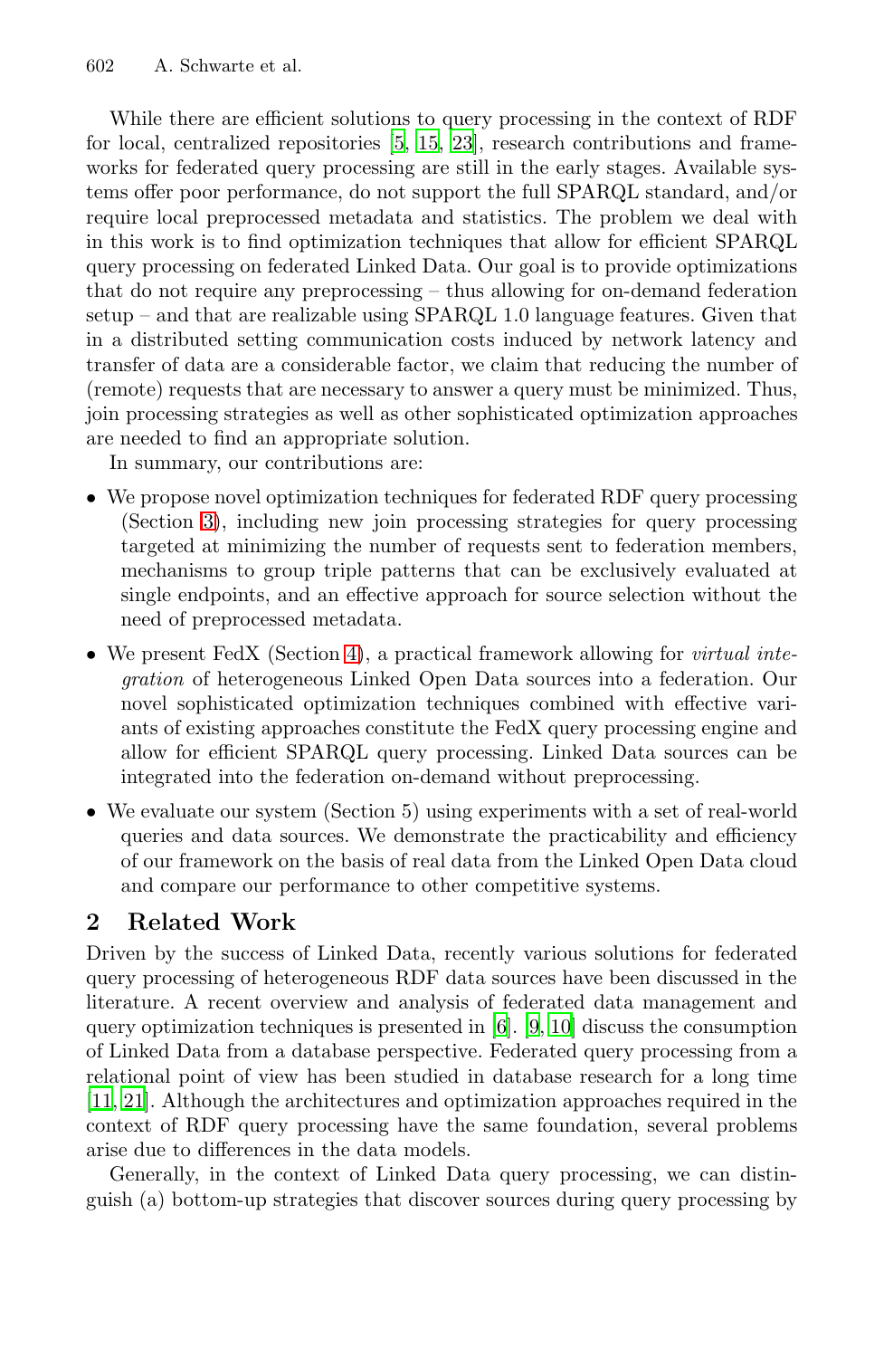While there are efficient solutions to query processing in the context of RDF for local, centralized repositories [5, 15, 23], research contributions and frameworks for federated query processing are still in the early stages. Available systems offer poor performance, do not support the full SPARQL standard, and/or require local preprocessed metadata and statistics. The problem we deal with in this work is to find optimization techniques that allow for efficient SPARQL query processing on federated Linked Data. Our goal is to provide optimizations that do not require any preprocessing – thus allowing for on-demand federation setup – and that are realizable using SPARQL 1.0 language features. Given that in a distributed setting communication costs induced by network latency and transfer of data are a considerable factor, we claim that reducing the number of (remote) requests that are necessary to answer a query must be minimized. Thus, join processing strategies as well as other sophisticated optimization approaches are needed to find an appropriate solution.

In summary, our contributions are:

- We propose novel optimization techniques for federated RDF query processing (Section 3), including new join processing strategies for query processing targeted at minimizing the number of requests sent to federation members, mechanisms to group triple patterns that can be exclusively evaluated at single endpoints, and an effective approach for source selection without the need of preprocessed metadata.
- We present FedX (Section 4), a practical framework allowing for *virtual integration* of heterogeneous Linked Open Data sources into a federation. Our novel sophisticated optimization techniques combined with effective variants of existing approaches constitute the FedX query processing engine and allow for efficient SPARQL query processing. Linked Data sources can be integrated into the federation on-demand without preprocessing.
- We evaluate our system (Section 5) using experiments with a set of real-world queries and data sources. We demonstrate the practicability and efficiency of our framework on the basis of real data from the Linked Open Data cloud and compare our performance to other competitive systems.

## 2 Related Work

Driven by the success of Linked Data, recently various solutions for federated query processing of heterogeneous RDF data sources have been discussed in the literature. A recent overview and analysis of federated data management and query optimization techniques is presented in [6]. [9, 10] discuss the consumption of Linked Data from a database perspective. Federated query processing from a relational point of view has been studied in database research for a long time [11, 21]. Although the architectures and optimization approaches required in the context of RDF query processing have the same foundation, several problems arise due to differences in the data models.

Generally, in the context of Linked Data query processing, we can distinguish (a) bottom-up strategies that discover sources during query processing by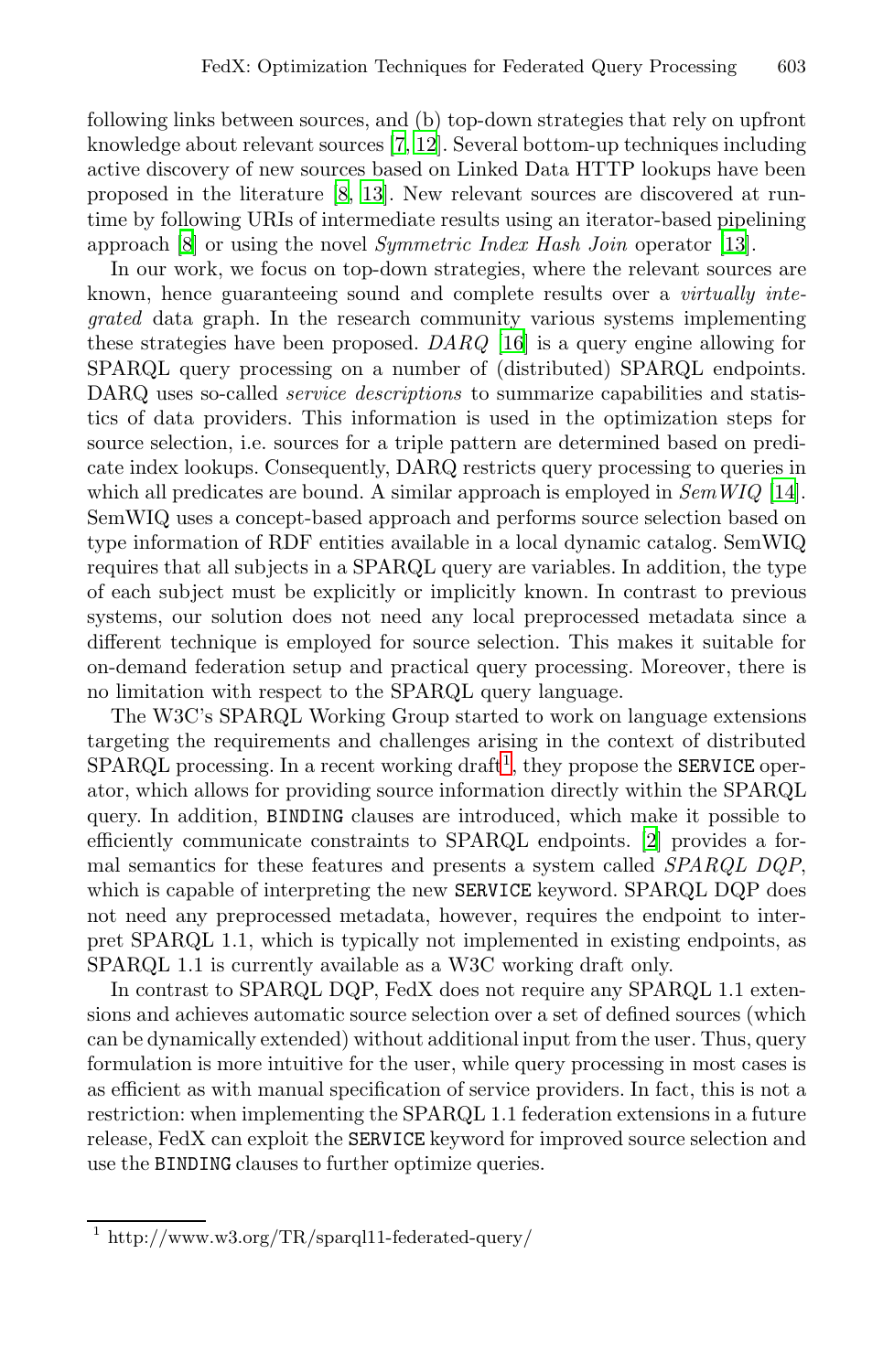following links between sources, and (b) top-down strategies that rely on upfront knowledge about relevant sources [7, 12]. Several bottom-up techniques including active discovery of new sources based on Linked Data HTTP lookups have been proposed in the literature [8, 13]. New relevant sources are discovered at runtime by following URIs of intermediate results using an iterator-based pipelining approach [8] or using the novel *Symmetric Index Hash Join* operator [13].

In our work, we focus on top-down strategies, where the relevant sources are known, hence guaranteeing sound and complete results over a *virtually integrated* data graph. In the research community various systems implementing these strategies have been proposed. *DARQ* [16] is a query engine allowing for SPARQL query processing on a number of (distributed) SPARQL endpoints. DARQ uses so-called *service descriptions* to summarize capabilities and statistics of data providers. This information is used in the optimization steps for source selection, i.e. sources for a triple pattern are determined based on predicate index lookups. Consequently, DARQ restricts query processing to queries in which all predicates are bound. A similar approach is employed in *SemWIQ* [14]. SemWIQ uses a concept-based approach and performs source selection based on type information of RDF entities available in a local dynamic catalog. SemWIQ requires that all subjects in a SPARQL query are variables. In addition, the type of each subject must be explicitly or implicitly known. In contrast to previous systems, our solution does not need any local preprocessed metadata since a different technique is employed for source selection. This makes it suitable for on-demand federation setup and practical query processing. Moreover, there is no limitation with respect to the SPARQL query language.

The W3C's SPARQL Working Group started to work on language extensions targeting the requirements and challenges arising in the context of distributed SPARQL processing. In a recent working draft[1], they propose the `SERVICE` operator, which allows for providing source information directly within the SPARQL query. In addition, `BINDING` clauses are introduced, which make it possible to efficiently communicate constraints to SPARQL endpoints. [2] provides a formal semantics for these features and presents a system called *SPARQL DQP*, which is capable of interpreting the new `SERVICE` keyword. SPARQL DQP does not need any preprocessed metadata, however, requires the endpoint to interpret SPARQL 1.1, which is typically not implemented in existing endpoints, as SPARQL 1.1 is currently available as a W3C working draft only.

In contrast to SPARQL DQP, FedX does not require any SPARQL 1.1 extensions and achieves automatic source selection over a set of defined sources (which can be dynamically extended) without additional input from the user. Thus, query formulation is more intuitive for the user, while query processing in most cases is as efficient as with manual specification of service providers. In fact, this is not a restriction: when implementing the SPARQL 1.1 federation extensions in a future release, FedX can exploit the `SERVICE` keyword for improved source selection and use the `BINDING` clauses to further optimize queries.

[1] http://www.w3.org/TR/sparql11-federated-query/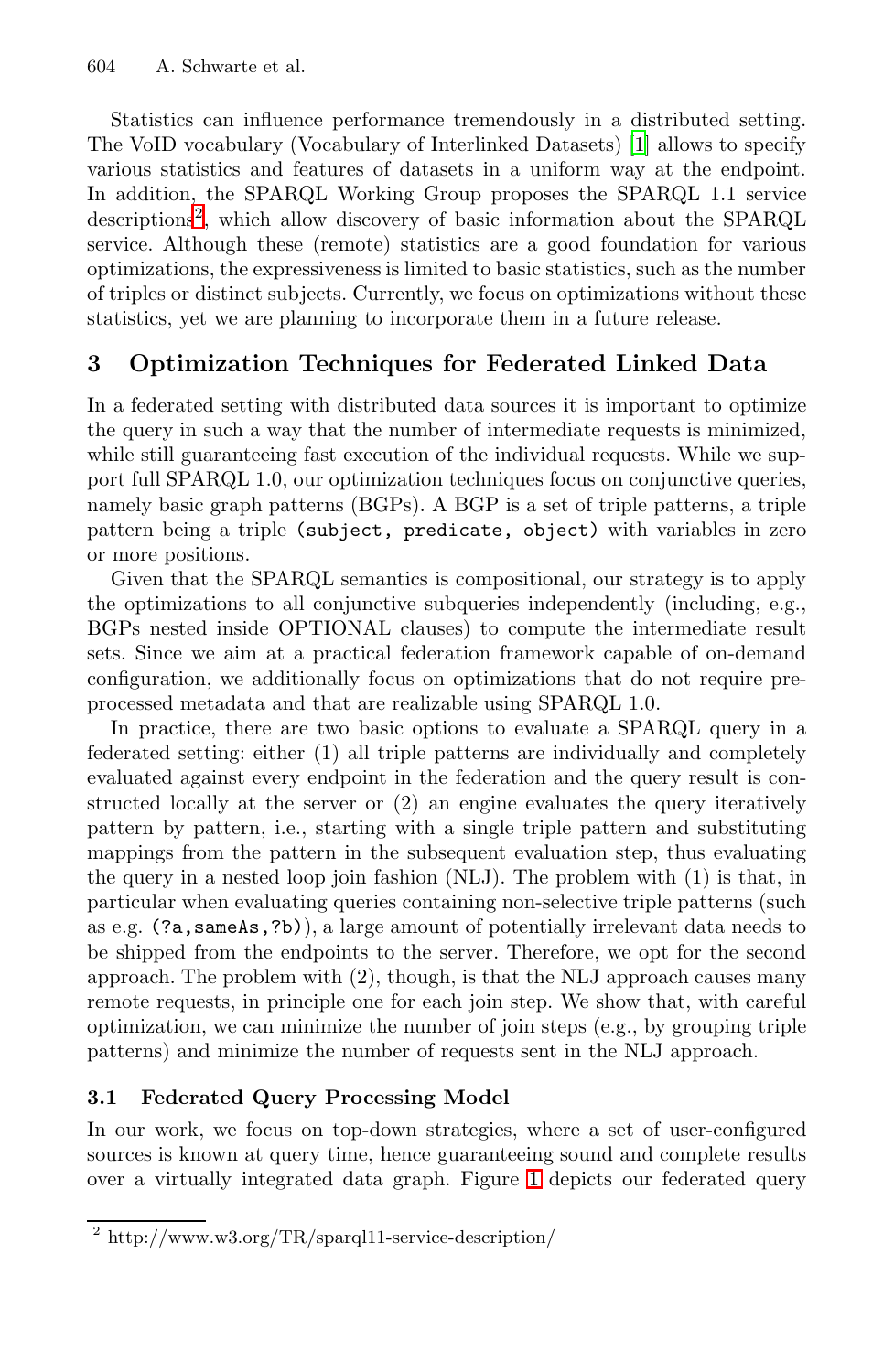Statistics can influence performance tremendously in a distributed setting. The VoID vocabulary (Vocabulary of Interlinked Datasets) [1] allows to specify various statistics and features of datasets in a uniform way at the endpoint. In addition, the SPARQL Working Group proposes the SPARQL 1.1 service descriptions[2], which allow discovery of basic information about the SPARQL service. Although these (remote) statistics are a good foundation for various optimizations, the expressiveness is limited to basic statistics, such as the number of triples or distinct subjects. Currently, we focus on optimizations without these statistics, yet we are planning to incorporate them in a future release.

## 3 Optimization Techniques for Federated Linked Data

In a federated setting with distributed data sources it is important to optimize the query in such a way that the number of intermediate requests is minimized, while still guaranteeing fast execution of the individual requests. While we support full SPARQL 1.0, our optimization techniques focus on conjunctive queries, namely basic graph patterns (BGPs). A BGP is a set of triple patterns, a triple pattern being a triple `(subject, predicate, object)` with variables in zero or more positions.

Given that the SPARQL semantics is compositional, our strategy is to apply the optimizations to all conjunctive subqueries independently (including, e.g., BGPs nested inside OPTIONAL clauses) to compute the intermediate result sets. Since we aim at a practical federation framework capable of on-demand configuration, we additionally focus on optimizations that do not require preprocessed metadata and that are realizable using SPARQL 1.0.

In practice, there are two basic options to evaluate a SPARQL query in a federated setting: either (1) all triple patterns are individually and completely evaluated against every endpoint in the federation and the query result is constructed locally at the server or (2) an engine evaluates the query iteratively pattern by pattern, i.e., starting with a single triple pattern and substituting mappings from the pattern in the subsequent evaluation step, thus evaluating the query in a nested loop join fashion (NLJ). The problem with (1) is that, in particular when evaluating queries containing non-selective triple patterns (such as e.g. `(?a,sameAs,?b)`), a large amount of potentially irrelevant data needs to be shipped from the endpoints to the server. Therefore, we opt for the second approach. The problem with (2), though, is that the NLJ approach causes many remote requests, in principle one for each join step. We show that, with careful optimization, we can minimize the number of join steps (e.g., by grouping triple patterns) and minimize the number of requests sent in the NLJ approach.

### 3.1 Federated Query Processing Model

In our work, we focus on top-down strategies, where a set of user-configured sources is known at query time, hence guaranteeing sound and complete results over a virtually integrated data graph. Figure 1 depicts our federated query

[2] http://www.w3.org/TR/sparql11-service-description/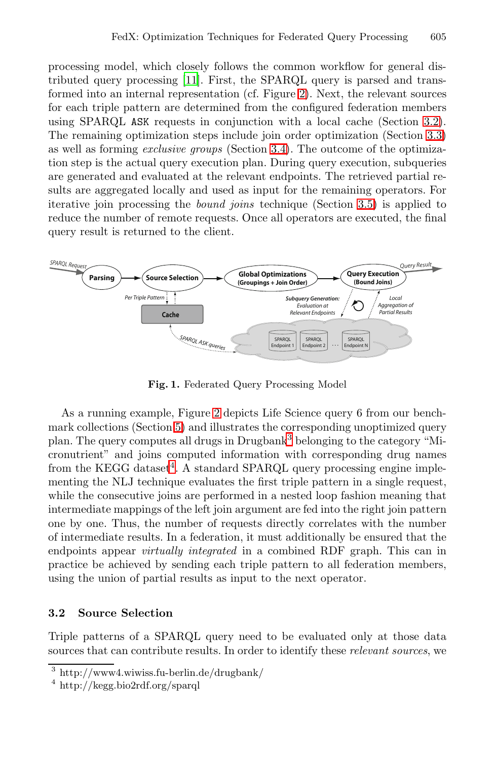processing model, which closely follows the common workflow for general distributed query processing [11]. First, the SPARQL query is parsed and transformed into an internal representation (cf. Figure 2). Next, the relevant sources for each triple pattern are determined from the configured federation members using SPARQL ASK requests in conjunction with a local cache (Section 3.2). The remaining optimization steps include join order optimization (Section 3.3) as well as forming *exclusive groups* (Section 3.4). The outcome of the optimization step is the actual query execution plan. During query execution, subqueries are generated and evaluated at the relevant endpoints. The retrieved partial results are aggregated locally and used as input for the remaining operators. For iterative join processing the *bound joins* technique (Section 3.5) is applied to reduce the number of remote requests. Once all operators are executed, the final query result is returned to the client.

**Fig. 1.** Federated Query Processing Model

As a running example, Figure 2 depicts Life Science query 6 from our benchmark collections (Section 5) and illustrates the corresponding unoptimized query plan. The query computes all drugs in Drugbank[3] belonging to the category "Micronutrient" and joins computed information with corresponding drug names from the KEGG dataset[4]. A standard SPARQL query processing engine implementing the NLJ technique evaluates the first triple pattern in a single request, while the consecutive joins are performed in a nested loop fashion meaning that intermediate mappings of the left join argument are fed into the right join pattern one by one. Thus, the number of requests directly correlates with the number of intermediate results. In a federation, it must additionally be ensured that the endpoints appear *virtually integrated* in a combined RDF graph. This can in practice be achieved by sending each triple pattern to all federation members, using the union of partial results as input to the next operator.

### 3.2 Source Selection

Triple patterns of a SPARQL query need to be evaluated only at those data sources that can contribute results. In order to identify these *relevant sources*, we

[3] http://www4.wiwiss.fu-berlin.de/drugbank/
[4] http://kegg.bio2rdf.org/sparql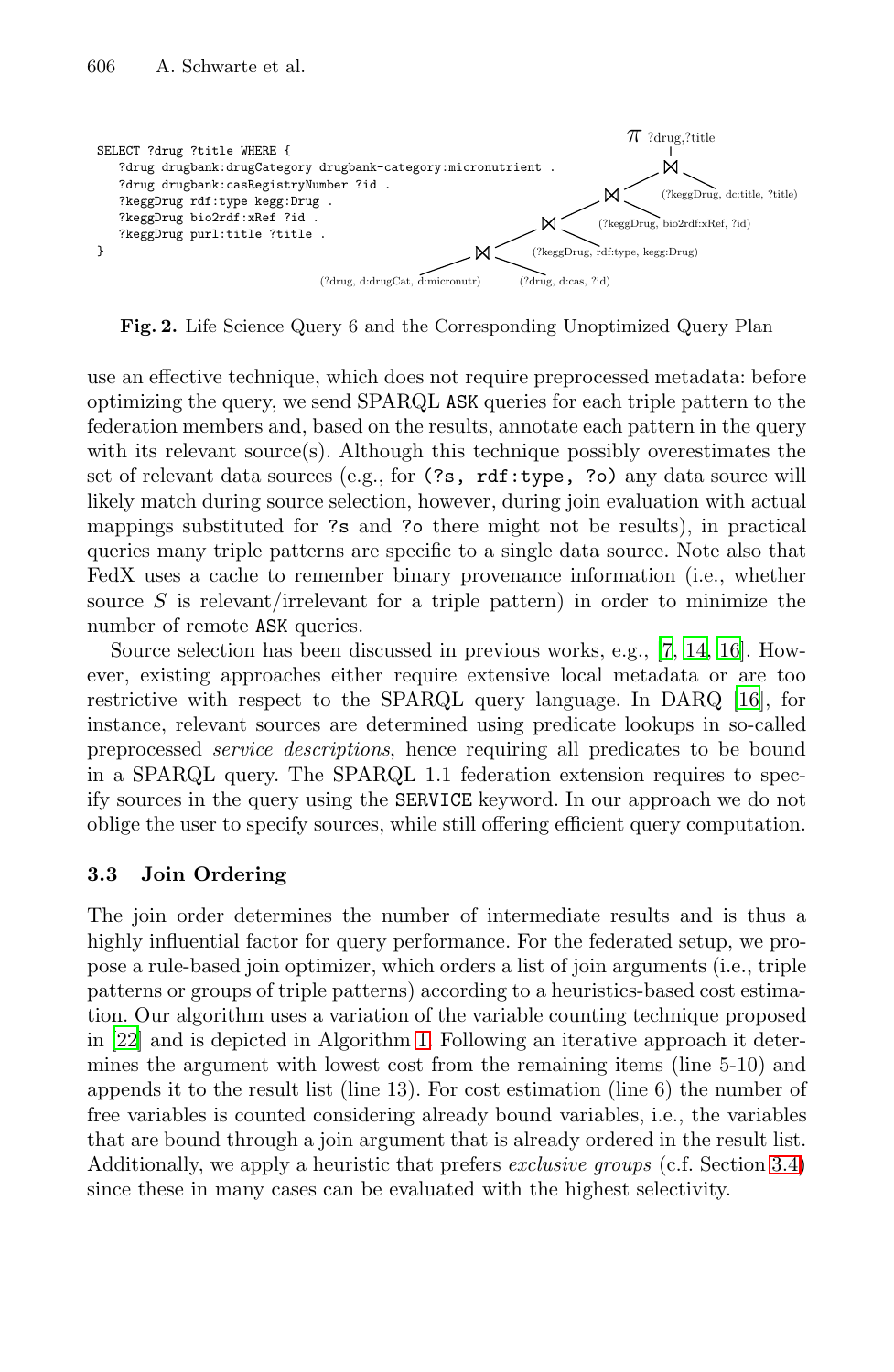```
SELECT ?drug ?title WHERE {
   ?drug drugbank:drugCategory drugbank-category:micronutrient .
   ?drug drugbank:casRegistryNumber ?id .
   ?keggDrug rdf:type kegg:Drug .
   ?keggDrug bio2rdf:xRef ?id .
   ?keggDrug purl:title ?title .
}
```

$\pi$ ?drug,?title

⋈ (?keggDrug, dc:title, ?title)

⋈ (?keggDrug, bio2rdf:xRef, ?id)

⋈ (?keggDrug, rdf:type, kegg:Drug)

⋈ (?drug, d:drugCat, d:micronutr) (?drug, d:cas, ?id)

**Fig. 2.** Life Science Query 6 and the Corresponding Unoptimized Query Plan

use an effective technique, which does not require preprocessed metadata: before optimizing the query, we send SPARQL ASK queries for each triple pattern to the federation members and, based on the results, annotate each pattern in the query with its relevant source(s). Although this technique possibly overestimates the set of relevant data sources (e.g., for (?s, rdf:type, ?o) any data source will likely match during source selection, however, during join evaluation with actual mappings substituted for ?s and ?o there might not be results), in practical queries many triple patterns are specific to a single data source. Note also that FedX uses a cache to remember binary provenance information (i.e., whether source $S$ is relevant/irrelevant for a triple pattern) in order to minimize the number of remote ASK queries.

Source selection has been discussed in previous works, e.g., [7, 14, 16]. However, existing approaches either require extensive local metadata or are too restrictive with respect to the SPARQL query language. In DARQ [16], for instance, relevant sources are determined using predicate lookups in so-called preprocessed *service descriptions*, hence requiring all predicates to be bound in a SPARQL query. The SPARQL 1.1 federation extension requires to specify sources in the query using the SERVICE keyword. In our approach we do not oblige the user to specify sources, while still offering efficient query computation.

### 3.3 Join Ordering

The join order determines the number of intermediate results and is thus a highly influential factor for query performance. For the federated setup, we propose a rule-based join optimizer, which orders a list of join arguments (i.e., triple patterns or groups of triple patterns) according to a heuristics-based cost estimation. Our algorithm uses a variation of the variable counting technique proposed in [22] and is depicted in Algorithm 1. Following an iterative approach it determines the argument with lowest cost from the remaining items (line 5-10) and appends it to the result list (line 13). For cost estimation (line 6) the number of free variables is counted considering already bound variables, i.e., the variables that are bound through a join argument that is already ordered in the result list. Additionally, we apply a heuristic that prefers *exclusive groups* (c.f. Section 3.4) since these in many cases can be evaluated with the highest selectivity.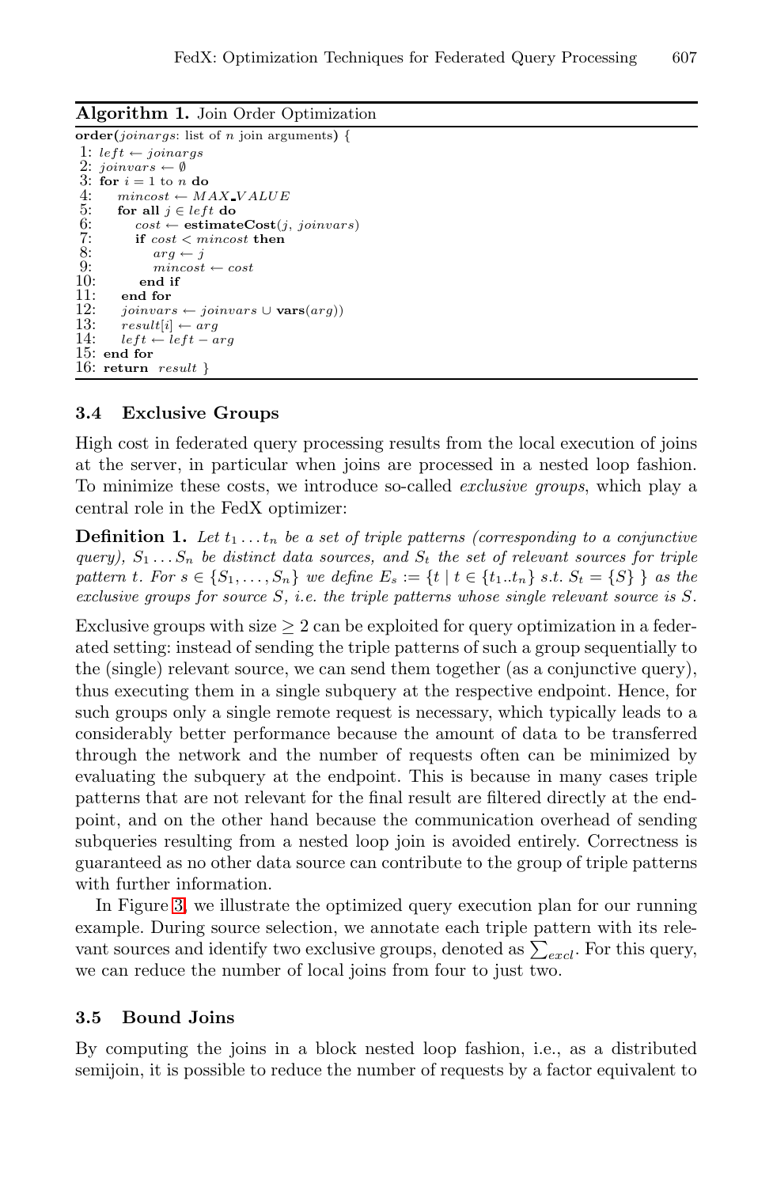**Algorithm 1.** Join Order Optimization

```
order(joinargs: list of n join arguments) {
 1: left ← joinargs
 2: joinvars ← ∅
 3: for i = 1 to n do
 4:    mincost ← MAX_VALUE
 5:    for all j ∈ left do
 6:       cost ← estimateCost(j, joinvars)
 7:       if cost < mincost then
 8:          arg ← j
 9:          mincost ← cost
10:       end if
11:    end for
12:    joinvars ← joinvars ∪ vars(arg))
13:    result[i] ← arg
14:    left ← left − arg
15: end for
16: return result }
```

### 3.4 Exclusive Groups

High cost in federated query processing results from the local execution of joins at the server, in particular when joins are processed in a nested loop fashion. To minimize these costs, we introduce so-called *exclusive groups*, which play a central role in the FedX optimizer:

**Definition 1.** *Let $t_1 \dots t_n$ be a set of triple patterns (corresponding to a conjunctive query), $S_1 \dots S_n$ be distinct data sources, and $S_t$ the set of relevant sources for triple pattern $t$. For $s \in \{S_1, \dots, S_n\}$ we define $E_s := \{t \mid t \in \{t_1..t_n\}$ s.t. $S_t = \{S\}\ \}$ as the exclusive groups for source $S$, i.e. the triple patterns whose single relevant source is $S$.*

Exclusive groups with size $\geq 2$ can be exploited for query optimization in a federated setting: instead of sending the triple patterns of such a group sequentially to the (single) relevant source, we can send them together (as a conjunctive query), thus executing them in a single subquery at the respective endpoint. Hence, for such groups only a single remote request is necessary, which typically leads to a considerably better performance because the amount of data to be transferred through the network and the number of requests often can be minimized by evaluating the subquery at the endpoint. This is because in many cases triple patterns that are not relevant for the final result are filtered directly at the endpoint, and on the other hand because the communication overhead of sending subqueries resulting from a nested loop join is avoided entirely. Correctness is guaranteed as no other data source can contribute to the group of triple patterns with further information.

In Figure 3, we illustrate the optimized query execution plan for our running example. During source selection, we annotate each triple pattern with its relevant sources and identify two exclusive groups, denoted as $\sum_{excl}$. For this query, we can reduce the number of local joins from four to just two.

### 3.5 Bound Joins

By computing the joins in a block nested loop fashion, i.e., as a distributed semijoin, it is possible to reduce the number of requests by a factor equivalent to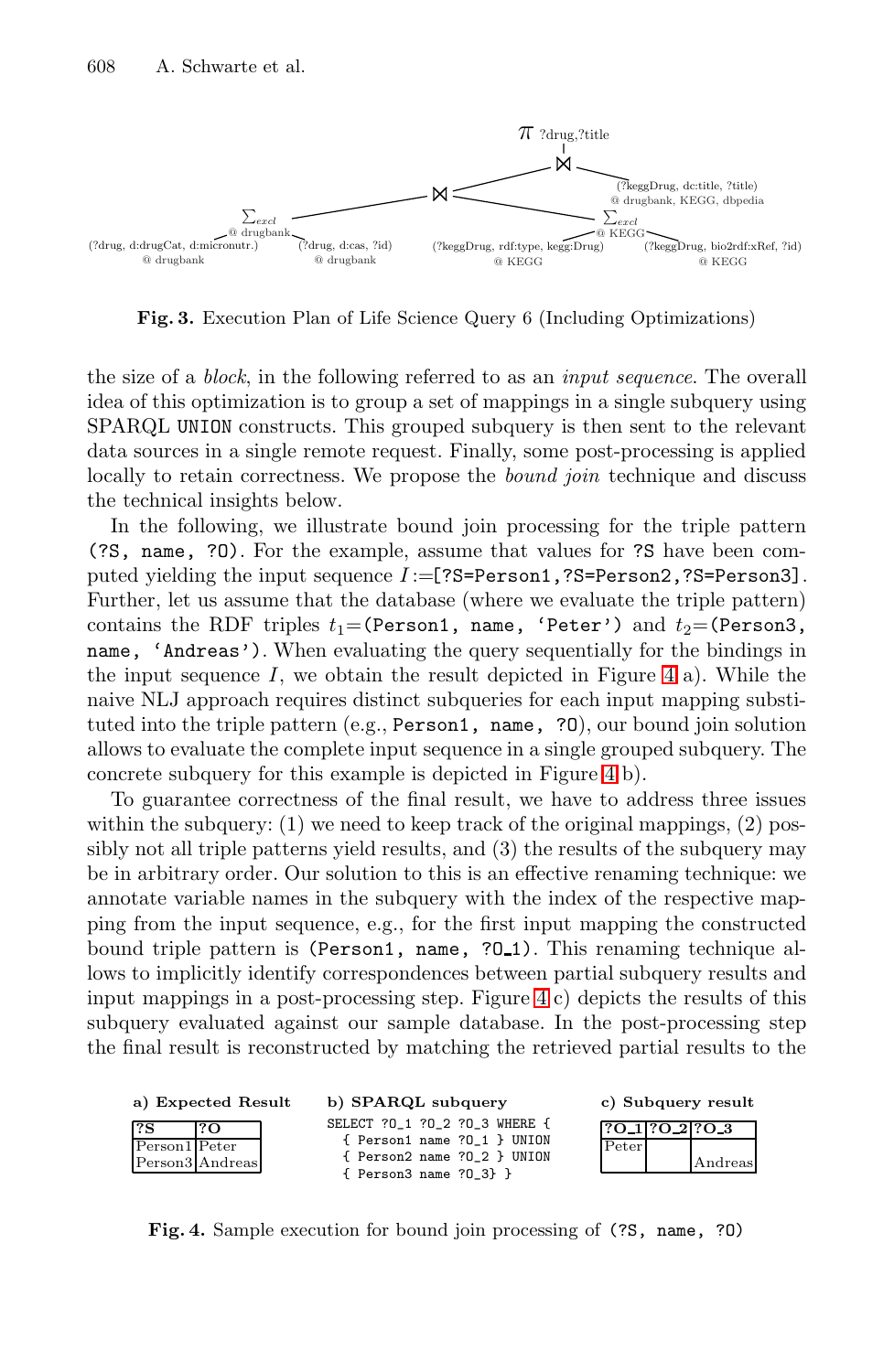Fig. 3. Execution Plan of Life Science Query 6 (Including Optimizations)

the size of a *block*, in the following referred to as an *input sequence*. The overall idea of this optimization is to group a set of mappings in a single subquery using SPARQL `UNION` constructs. This grouped subquery is then sent to the relevant data sources in a single remote request. Finally, some post-processing is applied locally to retain correctness. We propose the *bound join* technique and discuss the technical insights below.

In the following, we illustrate bound join processing for the triple pattern `(?S, name, ?O)`. For the example, assume that values for `?S` have been computed yielding the input sequence $I$:=`[?S=Person1,?S=Person2,?S=Person3]`. Further, let us assume that the database (where we evaluate the triple pattern) contains the RDF triples $t_1$=`(Person1, name, 'Peter')` and $t_2$=`(Person3, name, 'Andreas')`. When evaluating the query sequentially for the bindings in the input sequence $I$, we obtain the result depicted in Figure 4 a). While the naive NLJ approach requires distinct subqueries for each input mapping substituted into the triple pattern (e.g., `Person1, name, ?O`), our bound join solution allows to evaluate the complete input sequence in a single grouped subquery. The concrete subquery for this example is depicted in Figure 4 b).

To guarantee correctness of the final result, we have to address three issues within the subquery: (1) we need to keep track of the original mappings, (2) possibly not all triple patterns yield results, and (3) the results of the subquery may be in arbitrary order. Our solution to this is an effective renaming technique: we annotate variable names in the subquery with the index of the respective mapping from the input sequence, e.g., for the first input mapping the constructed bound triple pattern is `(Person1, name, ?O_1)`. This renaming technique allows to implicitly identify correspondences between partial subquery results and input mappings in a post-processing step. Figure 4 c) depicts the results of this subquery evaluated against our sample database. In the post-processing step the final result is reconstructed by matching the retrieved partial results to the

**a) Expected Result**

| ?S | ?O |
|---|---|
| Person1 | Peter |
| Person3 | Andreas |

**b) SPARQL subquery**

```
SELECT ?O_1 ?O_2 ?O_3 WHERE {
  { Person1 name ?O_1 } UNION
  { Person2 name ?O_2 } UNION
  { Person3 name ?O_3} }
```

**c) Subquery result**

| ?O_1 | ?O_2 | ?O_3 |
|---|---|---|
| Peter | | |
| | | Andreas |

Fig. 4. Sample execution for bound join processing of `(?S, name, ?O)`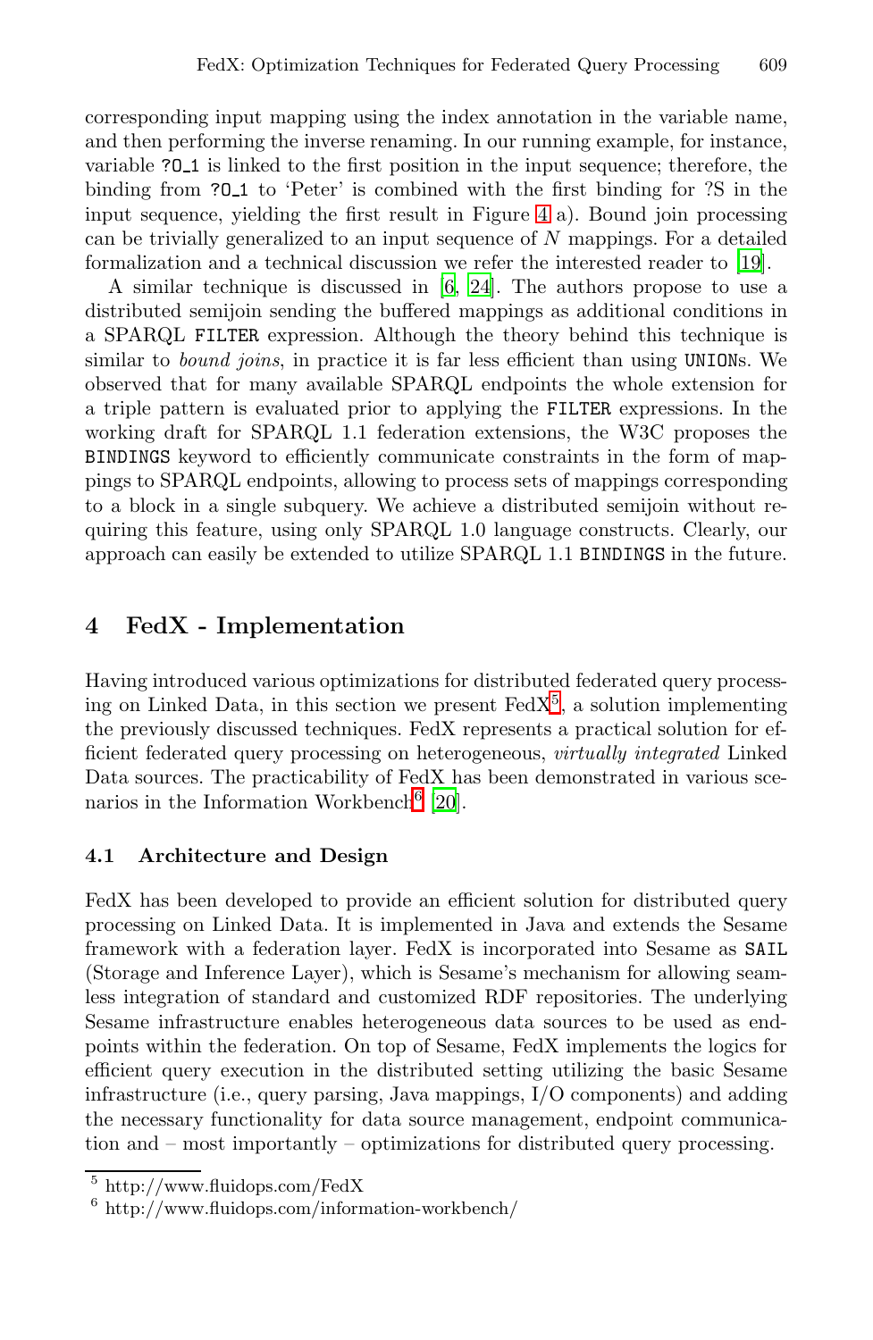corresponding input mapping using the index annotation in the variable name, and then performing the inverse renaming. In our running example, for instance, variable `?O_1` is linked to the first position in the input sequence; therefore, the binding from `?O_1` to 'Peter' is combined with the first binding for ?S in the input sequence, yielding the first result in Figure 4 a). Bound join processing can be trivially generalized to an input sequence of $N$ mappings. For a detailed formalization and a technical discussion we refer the interested reader to [19].

A similar technique is discussed in [6, 24]. The authors propose to use a distributed semijoin sending the buffered mappings as additional conditions in a SPARQL `FILTER` expression. Although the theory behind this technique is similar to *bound joins*, in practice it is far less efficient than using `UNION`s. We observed that for many available SPARQL endpoints the whole extension for a triple pattern is evaluated prior to applying the `FILTER` expressions. In the working draft for SPARQL 1.1 federation extensions, the W3C proposes the `BINDINGS` keyword to efficiently communicate constraints in the form of mappings to SPARQL endpoints, allowing to process sets of mappings corresponding to a block in a single subquery. We achieve a distributed semijoin without requiring this feature, using only SPARQL 1.0 language constructs. Clearly, our approach can easily be extended to utilize SPARQL 1.1 `BINDINGS` in the future.

## 4 FedX - Implementation

Having introduced various optimizations for distributed federated query processing on Linked Data, in this section we present FedX[5], a solution implementing the previously discussed techniques. FedX represents a practical solution for efficient federated query processing on heterogeneous, *virtually integrated* Linked Data sources. The practicability of FedX has been demonstrated in various scenarios in the Information Workbench[6] [20].

### 4.1 Architecture and Design

FedX has been developed to provide an efficient solution for distributed query processing on Linked Data. It is implemented in Java and extends the Sesame framework with a federation layer. FedX is incorporated into Sesame as `SAIL` (Storage and Inference Layer), which is Sesame's mechanism for allowing seamless integration of standard and customized RDF repositories. The underlying Sesame infrastructure enables heterogeneous data sources to be used as endpoints within the federation. On top of Sesame, FedX implements the logics for efficient query execution in the distributed setting utilizing the basic Sesame infrastructure (i.e., query parsing, Java mappings, I/O components) and adding the necessary functionality for data source management, endpoint communication and – most importantly – optimizations for distributed query processing.

[5] http://www.fluidops.com/FedX

[6] http://www.fluidops.com/information-workbench/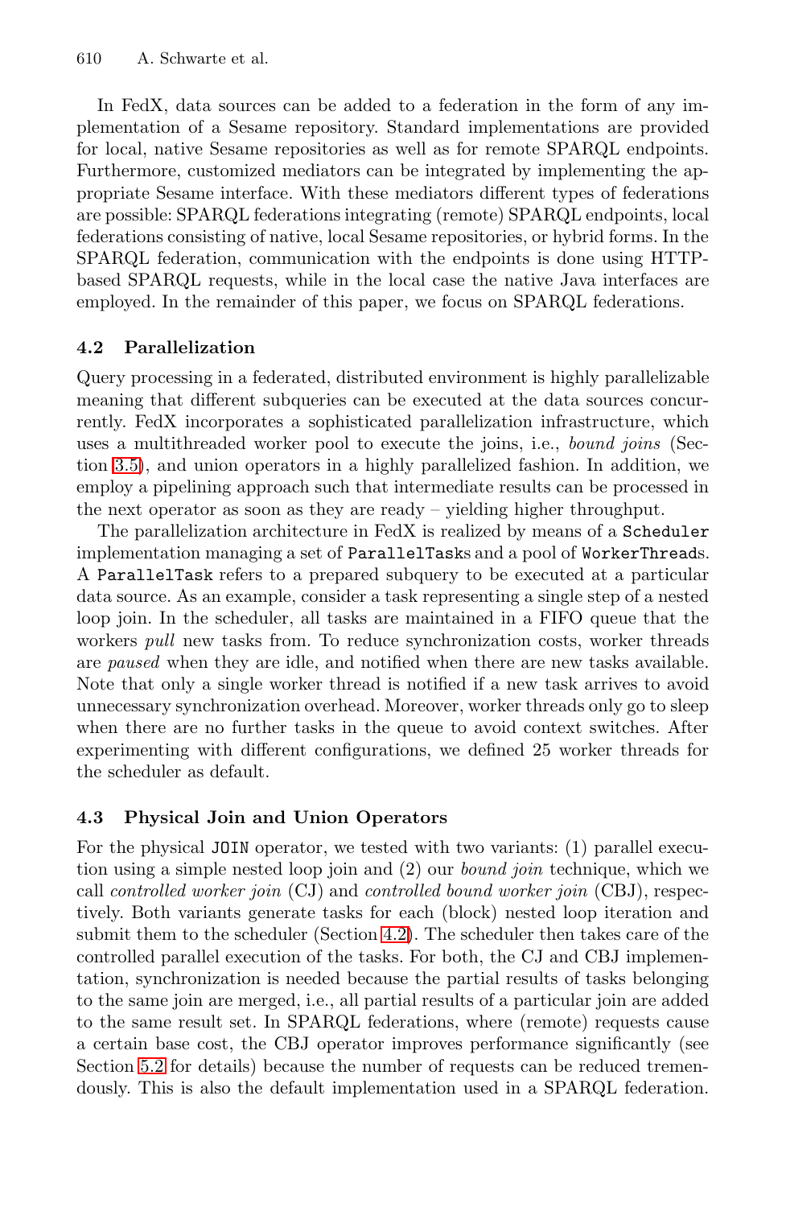In FedX, data sources can be added to a federation in the form of any implementation of a Sesame repository. Standard implementations are provided for local, native Sesame repositories as well as for remote SPARQL endpoints. Furthermore, customized mediators can be integrated by implementing the appropriate Sesame interface. With these mediators different types of federations are possible: SPARQL federations integrating (remote) SPARQL endpoints, local federations consisting of native, local Sesame repositories, or hybrid forms. In the SPARQL federation, communication with the endpoints is done using HTTP-based SPARQL requests, while in the local case the native Java interfaces are employed. In the remainder of this paper, we focus on SPARQL federations.

### 4.2 Parallelization

Query processing in a federated, distributed environment is highly parallelizable meaning that different subqueries can be executed at the data sources concurrently. FedX incorporates a sophisticated parallelization infrastructure, which uses a multithreaded worker pool to execute the joins, i.e., *bound joins* (Section 3.5), and union operators in a highly parallelized fashion. In addition, we employ a pipelining approach such that intermediate results can be processed in the next operator as soon as they are ready – yielding higher throughput.

The parallelization architecture in FedX is realized by means of a `Scheduler` implementation managing a set of `ParallelTask`s and a pool of `WorkerThread`s. A `ParallelTask` refers to a prepared subquery to be executed at a particular data source. As an example, consider a task representing a single step of a nested loop join. In the scheduler, all tasks are maintained in a FIFO queue that the workers *pull* new tasks from. To reduce synchronization costs, worker threads are *paused* when they are idle, and notified when there are new tasks available. Note that only a single worker thread is notified if a new task arrives to avoid unnecessary synchronization overhead. Moreover, worker threads only go to sleep when there are no further tasks in the queue to avoid context switches. After experimenting with different configurations, we defined 25 worker threads for the scheduler as default.

### 4.3 Physical Join and Union Operators

For the physical `JOIN` operator, we tested with two variants: (1) parallel execution using a simple nested loop join and (2) our *bound join* technique, which we call *controlled worker join* (CJ) and *controlled bound worker join* (CBJ), respectively. Both variants generate tasks for each (block) nested loop iteration and submit them to the scheduler (Section 4.2). The scheduler then takes care of the controlled parallel execution of the tasks. For both, the CJ and CBJ implementation, synchronization is needed because the partial results of tasks belonging to the same join are merged, i.e., all partial results of a particular join are added to the same result set. In SPARQL federations, where (remote) requests cause a certain base cost, the CBJ operator improves performance significantly (see Section 5.2 for details) because the number of requests can be reduced tremendously. This is also the default implementation used in a SPARQL federation.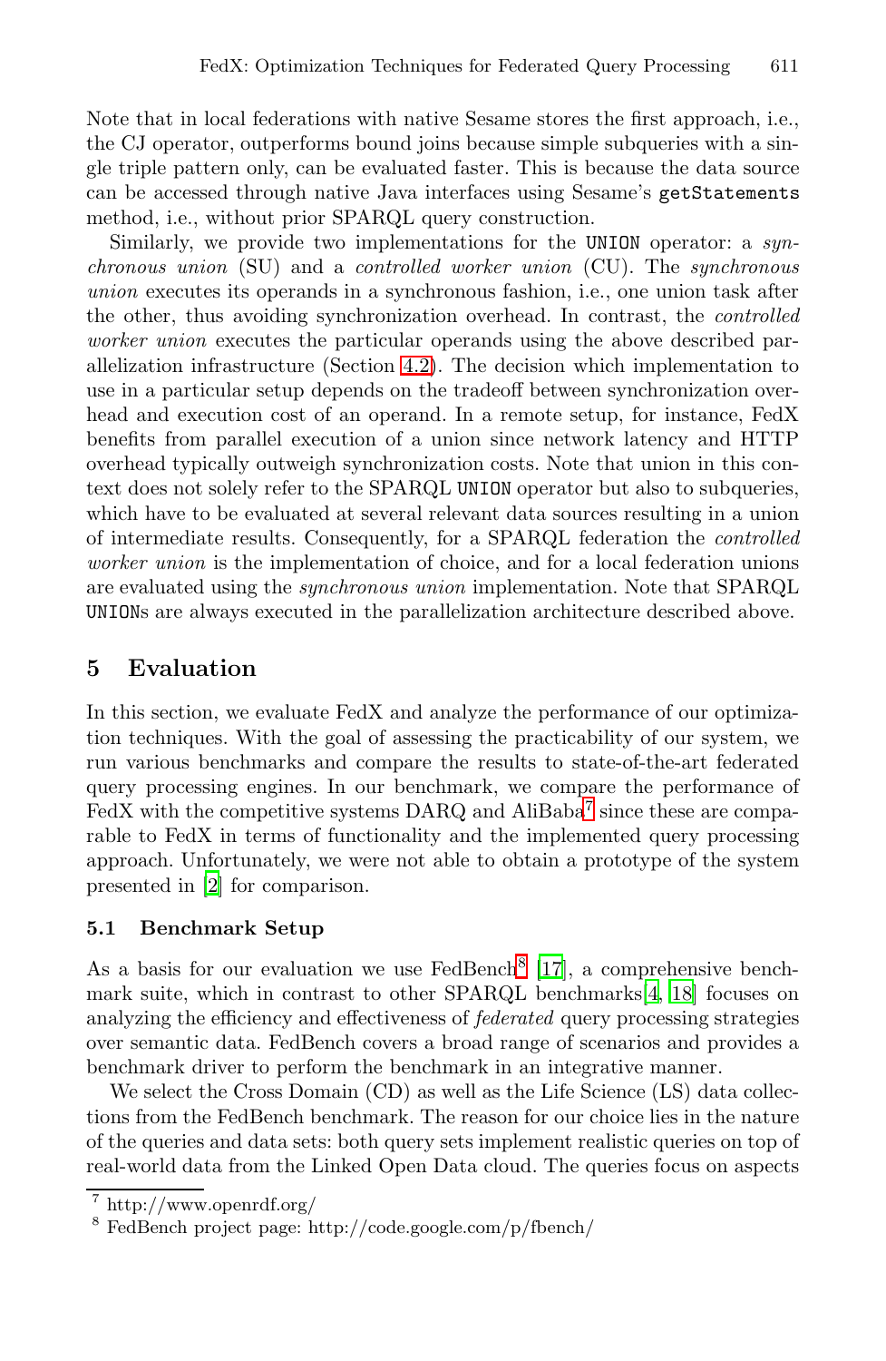Note that in local federations with native Sesame stores the first approach, i.e., the CJ operator, outperforms bound joins because simple subqueries with a single triple pattern only, can be evaluated faster. This is because the data source can be accessed through native Java interfaces using Sesame's `getStatements` method, i.e., without prior SPARQL query construction.

Similarly, we provide two implementations for the `UNION` operator: a *synchronous union* (SU) and a *controlled worker union* (CU). The *synchronous union* executes its operands in a synchronous fashion, i.e., one union task after the other, thus avoiding synchronization overhead. In contrast, the *controlled worker union* executes the particular operands using the above described parallelization infrastructure (Section 4.2). The decision which implementation to use in a particular setup depends on the tradeoff between synchronization overhead and execution cost of an operand. In a remote setup, for instance, FedX benefits from parallel execution of a union since network latency and HTTP overhead typically outweigh synchronization costs. Note that union in this context does not solely refer to the SPARQL `UNION` operator but also to subqueries, which have to be evaluated at several relevant data sources resulting in a union of intermediate results. Consequently, for a SPARQL federation the *controlled worker union* is the implementation of choice, and for a local federation unions are evaluated using the *synchronous union* implementation. Note that SPARQL `UNION`s are always executed in the parallelization architecture described above.

## 5 Evaluation

In this section, we evaluate FedX and analyze the performance of our optimization techniques. With the goal of assessing the practicability of our system, we run various benchmarks and compare the results to state-of-the-art federated query processing engines. In our benchmark, we compare the performance of FedX with the competitive systems DARQ and AliBaba[7] since these are comparable to FedX in terms of functionality and the implemented query processing approach. Unfortunately, we were not able to obtain a prototype of the system presented in [2] for comparison.

### 5.1 Benchmark Setup

As a basis for our evaluation we use FedBench[8] [17], a comprehensive benchmark suite, which in contrast to other SPARQL benchmarks[4, 18] focuses on analyzing the efficiency and effectiveness of *federated* query processing strategies over semantic data. FedBench covers a broad range of scenarios and provides a benchmark driver to perform the benchmark in an integrative manner.

We select the Cross Domain (CD) as well as the Life Science (LS) data collections from the FedBench benchmark. The reason for our choice lies in the nature of the queries and data sets: both query sets implement realistic queries on top of real-world data from the Linked Open Data cloud. The queries focus on aspects

[7] http://www.openrdf.org/

[8] FedBench project page: http://code.google.com/p/fbench/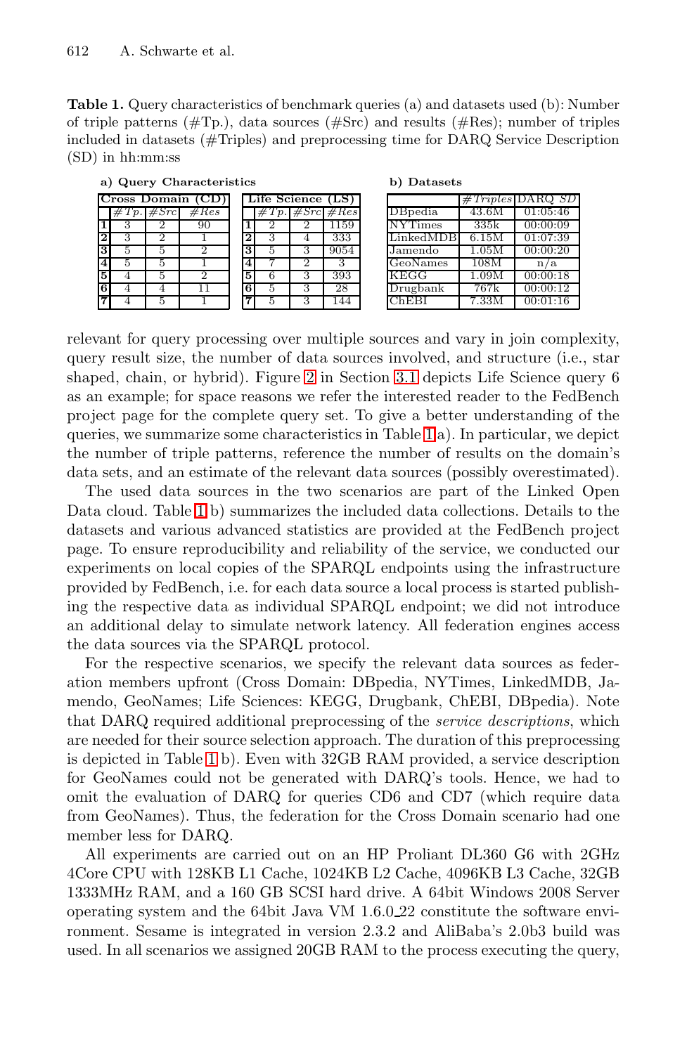**Table 1.** Query characteristics of benchmark queries (a) and datasets used (b): Number of triple patterns (#Tp.), data sources (#Src) and results (#Res); number of triples included in datasets (#Triples) and preprocessing time for DARQ Service Description (SD) in hh:mm:ss

**a) Query Characteristics**

| Cross Domain (CD) | #Tp. | #Src | #Res |
|---|---|---|---|
| 1 | 3 | 2 | 90 |
| 2 | 3 | 2 | 1 |
| 3 | 5 | 5 | 2 |
| 4 | 5 | 5 | 1 |
| 5 | 4 | 5 | 2 |
| 6 | 4 | 4 | 11 |
| 7 | 4 | 5 | 1 |

| Life Science (LS) | #Tp. | #Src | #Res |
|---|---|---|---|
| 1 | 2 | 2 | 1159 |
| 2 | 3 | 4 | 333 |
| 3 | 5 | 3 | 9054 |
| 4 | 7 | 2 | 3 |
| 5 | 6 | 3 | 393 |
| 6 | 5 | 3 | 28 |
| 7 | 5 | 3 | 144 |

**b) Datasets**

| | #Triples | DARQ SD |
|---|---|---|
| DBpedia | 43.6M | 01:05:46 |
| NYTimes | 335k | 00:00:09 |
| LinkedMDB | 6.15M | 01:07:39 |
| Jamendo | 1.05M | 00:00:20 |
| GeoNames | 108M | n/a |
| KEGG | 1.09M | 00:00:18 |
| Drugbank | 767k | 00:00:12 |
| ChEBI | 7.33M | 00:01:16 |

relevant for query processing over multiple sources and vary in join complexity, query result size, the number of data sources involved, and structure (i.e., star shaped, chain, or hybrid). Figure 2 in Section 3.1 depicts Life Science query 6 as an example; for space reasons we refer the interested reader to the FedBench project page for the complete query set. To give a better understanding of the queries, we summarize some characteristics in Table 1a). In particular, we depict the number of triple patterns, reference the number of results on the domain's data sets, and an estimate of the relevant data sources (possibly overestimated).

The used data sources in the two scenarios are part of the Linked Open Data cloud. Table 1b) summarizes the included data collections. Details to the datasets and various advanced statistics are provided at the FedBench project page. To ensure reproducibility and reliability of the service, we conducted our experiments on local copies of the SPARQL endpoints using the infrastructure provided by FedBench, i.e. for each data source a local process is started publishing the respective data as individual SPARQL endpoint; we did not introduce an additional delay to simulate network latency. All federation engines access the data sources via the SPARQL protocol.

For the respective scenarios, we specify the relevant data sources as federation members upfront (Cross Domain: DBpedia, NYTimes, LinkedMDB, Jamendo, GeoNames; Life Sciences: KEGG, Drugbank, ChEBI, DBpedia). Note that DARQ required additional preprocessing of the *service descriptions*, which are needed for their source selection approach. The duration of this preprocessing is depicted in Table 1b). Even with 32GB RAM provided, a service description for GeoNames could not be generated with DARQ's tools. Hence, we had to omit the evaluation of DARQ for queries CD6 and CD7 (which require data from GeoNames). Thus, the federation for the Cross Domain scenario had one member less for DARQ.

All experiments are carried out on an HP Proliant DL360 G6 with 2GHz 4Core CPU with 128KB L1 Cache, 1024KB L2 Cache, 4096KB L3 Cache, 32GB 1333MHz RAM, and a 160 GB SCSI hard drive. A 64bit Windows 2008 Server operating system and the 64bit Java VM 1.6.0_22 constitute the software environment. Sesame is integrated in version 2.3.2 and AliBaba's 2.0b3 build was used. In all scenarios we assigned 20GB RAM to the process executing the query,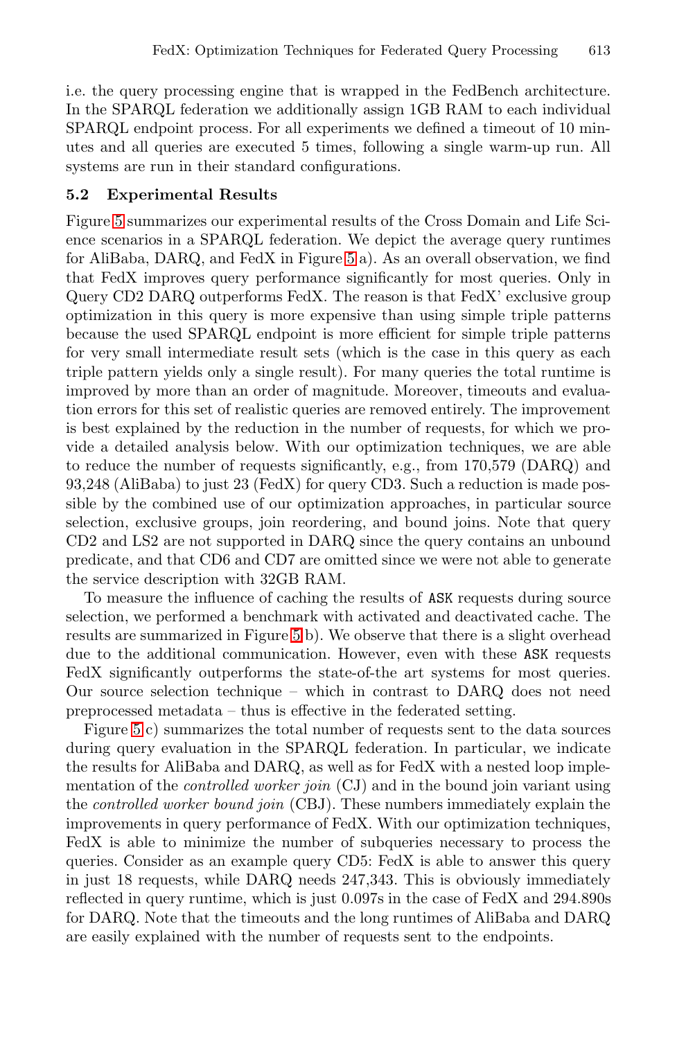i.e. the query processing engine that is wrapped in the FedBench architecture. In the SPARQL federation we additionally assign 1GB RAM to each individual SPARQL endpoint process. For all experiments we defined a timeout of 10 minutes and all queries are executed 5 times, following a single warm-up run. All systems are run in their standard configurations.

### 5.2 Experimental Results

Figure 5 summarizes our experimental results of the Cross Domain and Life Science scenarios in a SPARQL federation. We depict the average query runtimes for AliBaba, DARQ, and FedX in Figure 5 a). As an overall observation, we find that FedX improves query performance significantly for most queries. Only in Query CD2 DARQ outperforms FedX. The reason is that FedX' exclusive group optimization in this query is more expensive than using simple triple patterns because the used SPARQL endpoint is more efficient for simple triple patterns for very small intermediate result sets (which is the case in this query as each triple pattern yields only a single result). For many queries the total runtime is improved by more than an order of magnitude. Moreover, timeouts and evaluation errors for this set of realistic queries are removed entirely. The improvement is best explained by the reduction in the number of requests, for which we provide a detailed analysis below. With our optimization techniques, we are able to reduce the number of requests significantly, e.g., from 170,579 (DARQ) and 93,248 (AliBaba) to just 23 (FedX) for query CD3. Such a reduction is made possible by the combined use of our optimization approaches, in particular source selection, exclusive groups, join reordering, and bound joins. Note that query CD2 and LS2 are not supported in DARQ since the query contains an unbound predicate, and that CD6 and CD7 are omitted since we were not able to generate the service description with 32GB RAM.

To measure the influence of caching the results of `ASK` requests during source selection, we performed a benchmark with activated and deactivated cache. The results are summarized in Figure 5 b). We observe that there is a slight overhead due to the additional communication. However, even with these `ASK` requests FedX significantly outperforms the state-of-the art systems for most queries. Our source selection technique – which in contrast to DARQ does not need preprocessed metadata – thus is effective in the federated setting.

Figure 5 c) summarizes the total number of requests sent to the data sources during query evaluation in the SPARQL federation. In particular, we indicate the results for AliBaba and DARQ, as well as for FedX with a nested loop implementation of the *controlled worker join* (CJ) and in the bound join variant using the *controlled worker bound join* (CBJ). These numbers immediately explain the improvements in query performance of FedX. With our optimization techniques, FedX is able to minimize the number of subqueries necessary to process the queries. Consider as an example query CD5: FedX is able to answer this query in just 18 requests, while DARQ needs 247,343. This is obviously immediately reflected in query runtime, which is just 0.097s in the case of FedX and 294.890s for DARQ. Note that the timeouts and the long runtimes of AliBaba and DARQ are easily explained with the number of requests sent to the endpoints.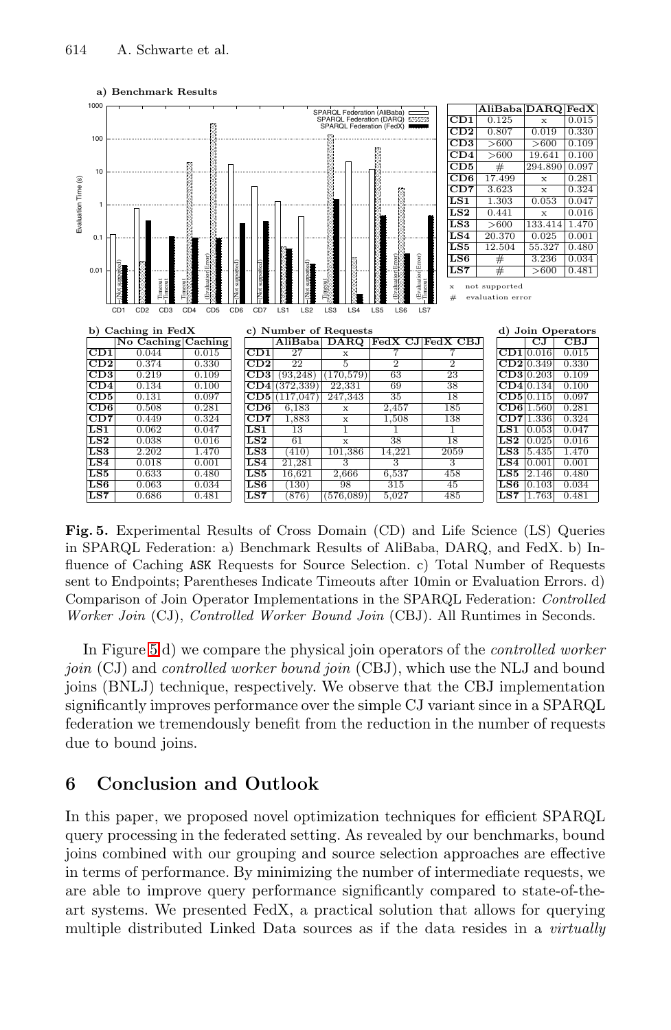**a) Benchmark Results**

|  | AliBaba | DARQ | FedX |
|---|---|---|---|
| CD1 | 0.125 | x | 0.015 |
| CD2 | 0.807 | 0.019 | 0.330 |
| CD3 | >600 | >600 | 0.109 |
| CD4 | >600 | 19.641 | 0.100 |
| CD5 | # | 294.890 | 0.097 |
| CD6 | 17.499 | x | 0.281 |
| CD7 | 3.623 | x | 0.324 |
| LS1 | 1.303 | 0.053 | 0.047 |
| LS2 | 0.441 | x | 0.016 |
| LS3 | >600 | 133.414 | 1.470 |
| LS4 | 20.370 | 0.025 | 0.001 |
| LS5 | 12.504 | 55.327 | 0.480 |
| LS6 | # | 3.236 | 0.034 |
| LS7 | # | >600 | 0.481 |

x not supported
\# evaluation error

**b) Caching in FedX**

|  | No Caching | Caching |
|---|---|---|
| CD1 | 0.044 | 0.015 |
| CD2 | 0.374 | 0.330 |
| CD3 | 0.219 | 0.109 |
| CD4 | 0.134 | 0.100 |
| CD5 | 0.131 | 0.097 |
| CD6 | 0.508 | 0.281 |
| CD7 | 0.449 | 0.324 |
| LS1 | 0.062 | 0.047 |
| LS2 | 0.038 | 0.016 |
| LS3 | 2.202 | 1.470 |
| LS4 | 0.018 | 0.001 |
| LS5 | 0.633 | 0.480 |
| LS6 | 0.063 | 0.034 |
| LS7 | 0.686 | 0.481 |

**c) Number of Requests**

|  | AliBaba | DARQ | FedX CJ | FedX CBJ |
|---|---|---|---|---|
| CD1 | 27 | x | 7 | 7 |
| CD2 | 22 | 5 | 2 | 2 |
| CD3 | (93,248) | (170,579) | 63 | 23 |
| CD4 | (372,339) | 22,331 | 69 | 38 |
| CD5 | (117,047) | 247,343 | 35 | 18 |
| CD6 | 6,183 | x | 2,457 | 185 |
| CD7 | 1,883 | x | 1,508 | 138 |
| LS1 | 13 | 1 | 1 | 1 |
| LS2 | 61 | x | 38 | 18 |
| LS3 | (410) | 101,386 | 14,221 | 2059 |
| LS4 | 21,281 | 3 | 3 | 3 |
| LS5 | 16,621 | 2,666 | 6,537 | 458 |
| LS6 | (130) | 98 | 315 | 45 |
| LS7 | (876) | (576,089) | 5,027 | 485 |

**d) Join Operators**

|  | CJ | CBJ |
|---|---|---|
| CD1 | 0.016 | 0.015 |
| CD2 | 0.349 | 0.330 |
| CD3 | 0.203 | 0.109 |
| CD4 | 0.134 | 0.100 |
| CD5 | 0.115 | 0.097 |
| CD6 | 1.560 | 0.281 |
| CD7 | 1.336 | 0.324 |
| LS1 | 0.053 | 0.047 |
| LS2 | 0.025 | 0.016 |
| LS3 | 5.435 | 1.470 |
| LS4 | 0.001 | 0.001 |
| LS5 | 2.146 | 0.480 |
| LS6 | 0.103 | 0.034 |
| LS7 | 1.763 | 0.481 |

**Fig. 5.** Experimental Results of Cross Domain (CD) and Life Science (LS) Queries in SPARQL Federation: a) Benchmark Results of AliBaba, DARQ, and FedX. b) Influence of Caching ASK Requests for Source Selection. c) Total Number of Requests sent to Endpoints; Parentheses Indicate Timeouts after 10min or Evaluation Errors. d) Comparison of Join Operator Implementations in the SPARQL Federation: *Controlled Worker Join* (CJ), *Controlled Worker Bound Join* (CBJ). All Runtimes in Seconds.

In Figure 5 d) we compare the physical join operators of the *controlled worker join* (CJ) and *controlled worker bound join* (CBJ), which use the NLJ and bound joins (BNLJ) technique, respectively. We observe that the CBJ implementation significantly improves performance over the simple CJ variant since in a SPARQL federation we tremendously benefit from the reduction in the number of requests due to bound joins.

## 6 Conclusion and Outlook

In this paper, we proposed novel optimization techniques for efficient SPARQL query processing in the federated setting. As revealed by our benchmarks, bound joins combined with our grouping and source selection approaches are effective in terms of performance. By minimizing the number of intermediate requests, we are able to improve query performance significantly compared to state-of-the-art systems. We presented FedX, a practical solution that allows for querying multiple distributed Linked Data sources as if the data resides in a *virtually*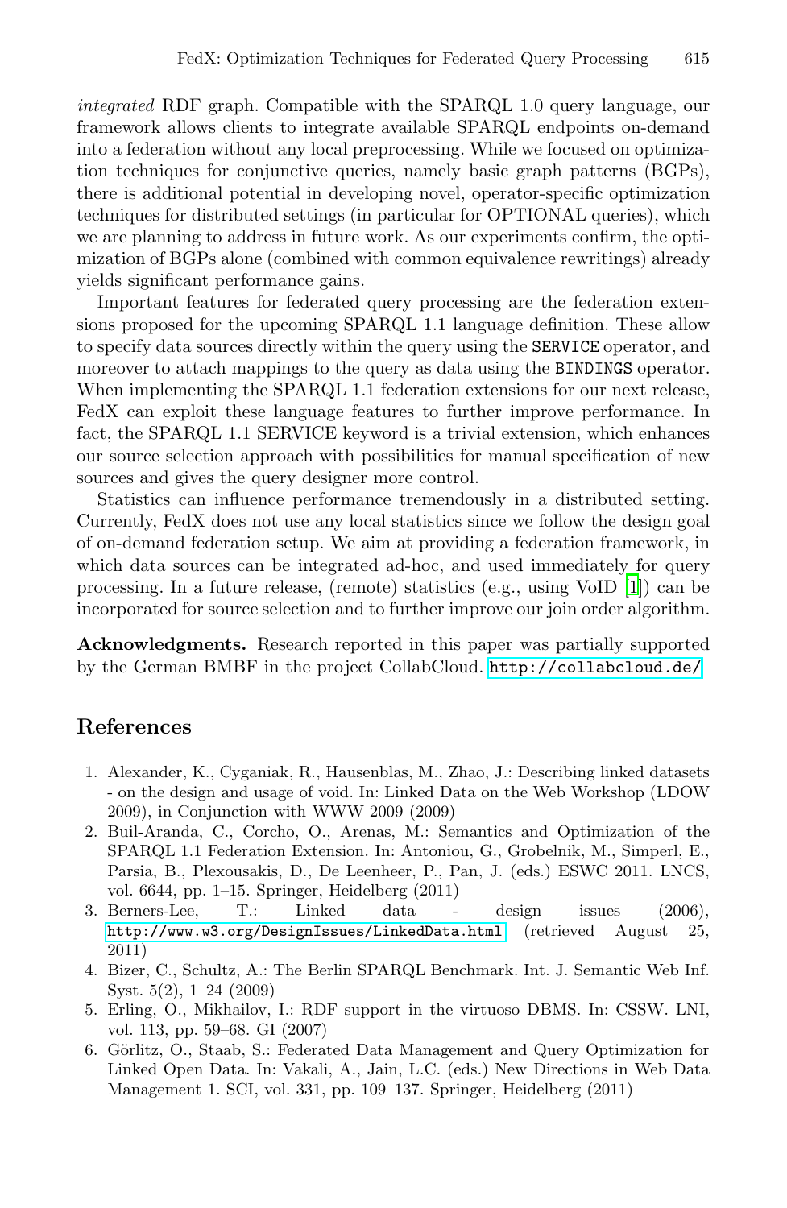*integrated* RDF graph. Compatible with the SPARQL 1.0 query language, our framework allows clients to integrate available SPARQL endpoints on-demand into a federation without any local preprocessing. While we focused on optimization techniques for conjunctive queries, namely basic graph patterns (BGPs), there is additional potential in developing novel, operator-specific optimization techniques for distributed settings (in particular for OPTIONAL queries), which we are planning to address in future work. As our experiments confirm, the optimization of BGPs alone (combined with common equivalence rewritings) already yields significant performance gains.

Important features for federated query processing are the federation extensions proposed for the upcoming SPARQL 1.1 language definition. These allow to specify data sources directly within the query using the `SERVICE` operator, and moreover to attach mappings to the query as data using the `BINDINGS` operator. When implementing the SPARQL 1.1 federation extensions for our next release, FedX can exploit these language features to further improve performance. In fact, the SPARQL 1.1 SERVICE keyword is a trivial extension, which enhances our source selection approach with possibilities for manual specification of new sources and gives the query designer more control.

Statistics can influence performance tremendously in a distributed setting. Currently, FedX does not use any local statistics since we follow the design goal of on-demand federation setup. We aim at providing a federation framework, in which data sources can be integrated ad-hoc, and used immediately for query processing. In a future release, (remote) statistics (e.g., using VoID [1]) can be incorporated for source selection and to further improve our join order algorithm.

**Acknowledgments.** Research reported in this paper was partially supported by the German BMBF in the project CollabCloud. http://collabcloud.de/

## References

1. Alexander, K., Cyganiak, R., Hausenblas, M., Zhao, J.: Describing linked datasets - on the design and usage of void. In: Linked Data on the Web Workshop (LDOW 2009), in Conjunction with WWW 2009 (2009)
2. Buil-Aranda, C., Corcho, O., Arenas, M.: Semantics and Optimization of the SPARQL 1.1 Federation Extension. In: Antoniou, G., Grobelnik, M., Simperl, E., Parsia, B., Plexousakis, D., De Leenheer, P., Pan, J. (eds.) ESWC 2011. LNCS, vol. 6644, pp. 1–15. Springer, Heidelberg (2011)
3. Berners-Lee, T.: Linked data - design issues (2006), http://www.w3.org/DesignIssues/LinkedData.html (retrieved August 25, 2011)
4. Bizer, C., Schultz, A.: The Berlin SPARQL Benchmark. Int. J. Semantic Web Inf. Syst. 5(2), 1–24 (2009)
5. Erling, O., Mikhailov, I.: RDF support in the virtuoso DBMS. In: CSSW. LNI, vol. 113, pp. 59–68. GI (2007)
6. Görlitz, O., Staab, S.: Federated Data Management and Query Optimization for Linked Open Data. In: Vakali, A., Jain, L.C. (eds.) New Directions in Web Data Management 1. SCI, vol. 331, pp. 109–137. Springer, Heidelberg (2011)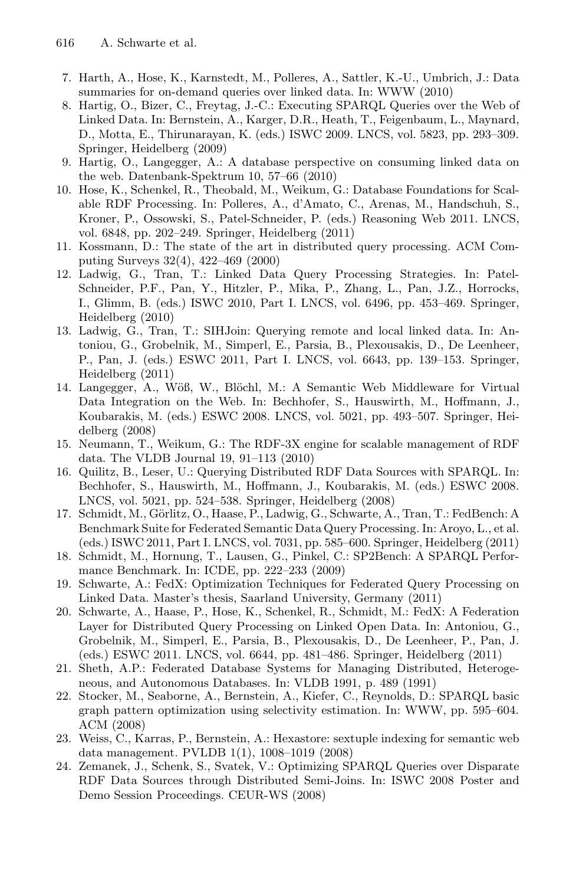7. Harth, A., Hose, K., Karnstedt, M., Polleres, A., Sattler, K.-U., Umbrich, J.: Data summaries for on-demand queries over linked data. In: WWW (2010)
8. Hartig, O., Bizer, C., Freytag, J.-C.: Executing SPARQL Queries over the Web of Linked Data. In: Bernstein, A., Karger, D.R., Heath, T., Feigenbaum, L., Maynard, D., Motta, E., Thirunarayan, K. (eds.) ISWC 2009. LNCS, vol. 5823, pp. 293–309. Springer, Heidelberg (2009)
9. Hartig, O., Langegger, A.: A database perspective on consuming linked data on the web. Datenbank-Spektrum 10, 57–66 (2010)
10. Hose, K., Schenkel, R., Theobald, M., Weikum, G.: Database Foundations for Scalable RDF Processing. In: Polleres, A., d'Amato, C., Arenas, M., Handschuh, S., Kroner, P., Ossowski, S., Patel-Schneider, P. (eds.) Reasoning Web 2011. LNCS, vol. 6848, pp. 202–249. Springer, Heidelberg (2011)
11. Kossmann, D.: The state of the art in distributed query processing. ACM Computing Surveys 32(4), 422–469 (2000)
12. Ladwig, G., Tran, T.: Linked Data Query Processing Strategies. In: Patel-Schneider, P.F., Pan, Y., Hitzler, P., Mika, P., Zhang, L., Pan, J.Z., Horrocks, I., Glimm, B. (eds.) ISWC 2010, Part I. LNCS, vol. 6496, pp. 453–469. Springer, Heidelberg (2010)
13. Ladwig, G., Tran, T.: SIHJoin: Querying remote and local linked data. In: Antoniou, G., Grobelnik, M., Simperl, E., Parsia, B., Plexousakis, D., De Leenheer, P., Pan, J. (eds.) ESWC 2011, Part I. LNCS, vol. 6643, pp. 139–153. Springer, Heidelberg (2011)
14. Langegger, A., Wöß, W., Blöchl, M.: A Semantic Web Middleware for Virtual Data Integration on the Web. In: Bechhofer, S., Hauswirth, M., Hoffmann, J., Koubarakis, M. (eds.) ESWC 2008. LNCS, vol. 5021, pp. 493–507. Springer, Heidelberg (2008)
15. Neumann, T., Weikum, G.: The RDF-3X engine for scalable management of RDF data. The VLDB Journal 19, 91–113 (2010)
16. Quilitz, B., Leser, U.: Querying Distributed RDF Data Sources with SPARQL. In: Bechhofer, S., Hauswirth, M., Hoffmann, J., Koubarakis, M. (eds.) ESWC 2008. LNCS, vol. 5021, pp. 524–538. Springer, Heidelberg (2008)
17. Schmidt, M., Görlitz, O., Haase, P., Ladwig, G., Schwarte, A., Tran, T.: FedBench: A Benchmark Suite for Federated Semantic Data Query Processing. In: Aroyo, L., et al. (eds.) ISWC 2011, Part I. LNCS, vol. 7031, pp. 585–600. Springer, Heidelberg (2011)
18. Schmidt, M., Hornung, T., Lausen, G., Pinkel, C.: SP2Bench: A SPARQL Performance Benchmark. In: ICDE, pp. 222–233 (2009)
19. Schwarte, A.: FedX: Optimization Techniques for Federated Query Processing on Linked Data. Master's thesis, Saarland University, Germany (2011)
20. Schwarte, A., Haase, P., Hose, K., Schenkel, R., Schmidt, M.: FedX: A Federation Layer for Distributed Query Processing on Linked Open Data. In: Antoniou, G., Grobelnik, M., Simperl, E., Parsia, B., Plexousakis, D., De Leenheer, P., Pan, J. (eds.) ESWC 2011. LNCS, vol. 6644, pp. 481–486. Springer, Heidelberg (2011)
21. Sheth, A.P.: Federated Database Systems for Managing Distributed, Heterogeneous, and Autonomous Databases. In: VLDB 1991, p. 489 (1991)
22. Stocker, M., Seaborne, A., Bernstein, A., Kiefer, C., Reynolds, D.: SPARQL basic graph pattern optimization using selectivity estimation. In: WWW, pp. 595–604. ACM (2008)
23. Weiss, C., Karras, P., Bernstein, A.: Hexastore: sextuple indexing for semantic web data management. PVLDB 1(1), 1008–1019 (2008)
24. Zemanek, J., Schenk, S., Svatek, V.: Optimizing SPARQL Queries over Disparate RDF Data Sources through Distributed Semi-Joins. In: ISWC 2008 Poster and Demo Session Proceedings. CEUR-WS (2008)